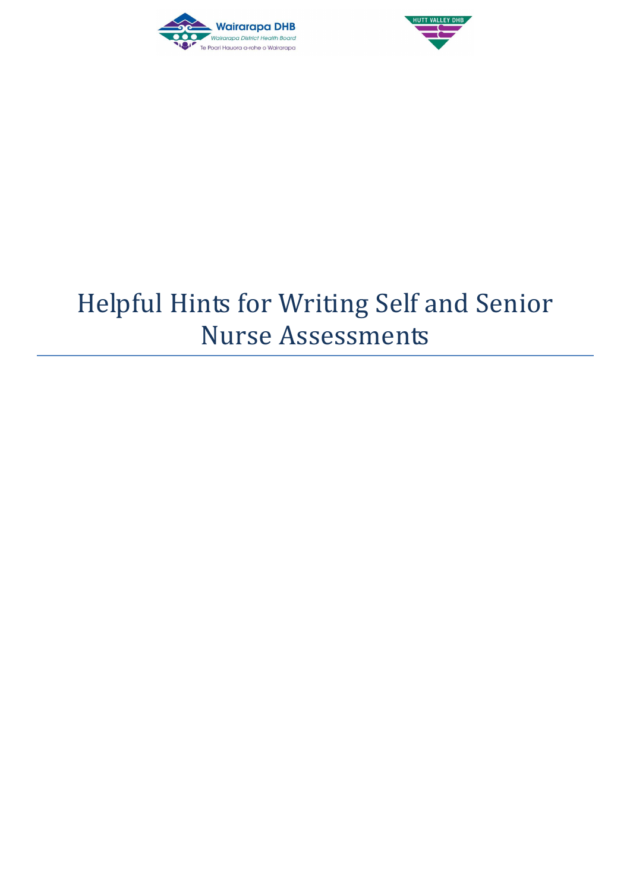# Helpful Hints for Writing Self and Senior Nurse Assessments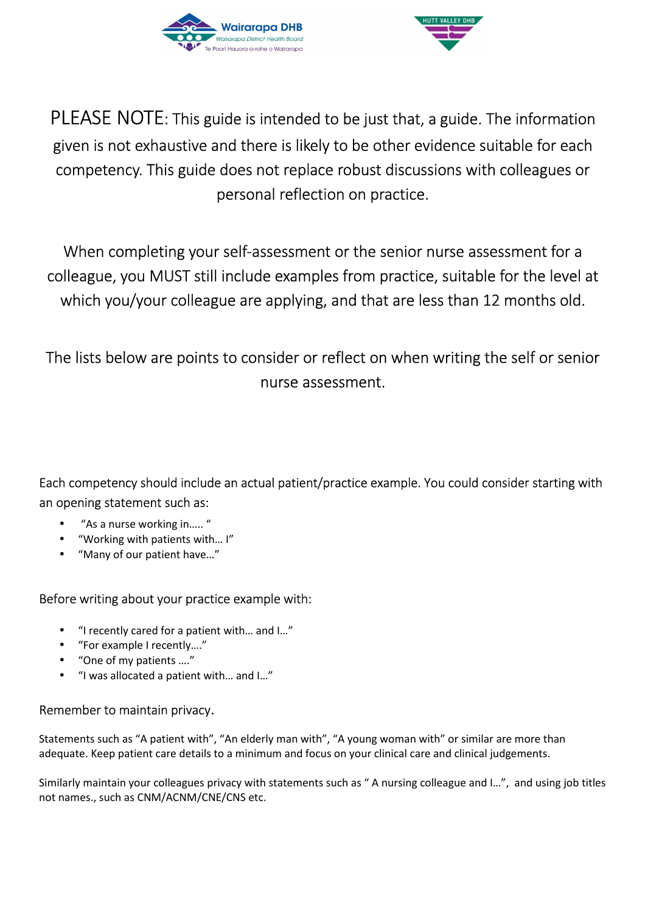PLEASE NOTE: This guide is intended to be just that, a guide. The information given is not exhaustive and there is likely to be other evidence suitable for each competency. This guide does not replace robust discussions with colleagues or personal reflection on practice.

When completing your self-assessment or the senior nurse assessment for a colleague, you MUST still include examples from practice, suitable for the level at which you/your colleague are applying, and that are less than 12 months old.

The lists below are points to consider or reflect on when writing the self or senior nurse assessment.

Each competency should include an actual patient/practice example. You could consider starting with an opening statement such as:

- "As a nurse working in….. "
- "Working with patients with… I"
- "Many of our patient have…"

Before writing about your practice example with:

- "I recently cared for a patient with… and I…"
- "For example I recently…."
- "One of my patients …."
- "I was allocated a patient with… and I…"

Remember to maintain privacy.

Statements such as "A patient with", "An elderly man with", "A young woman with" or similar are more than adequate. Keep patient care details to a minimum and focus on your clinical care and clinical judgements.

Similarly maintain your colleagues privacy with statements such as " A nursing colleague and I…", and using job titles not names., such as CNM/ACNM/CNE/CNS etc.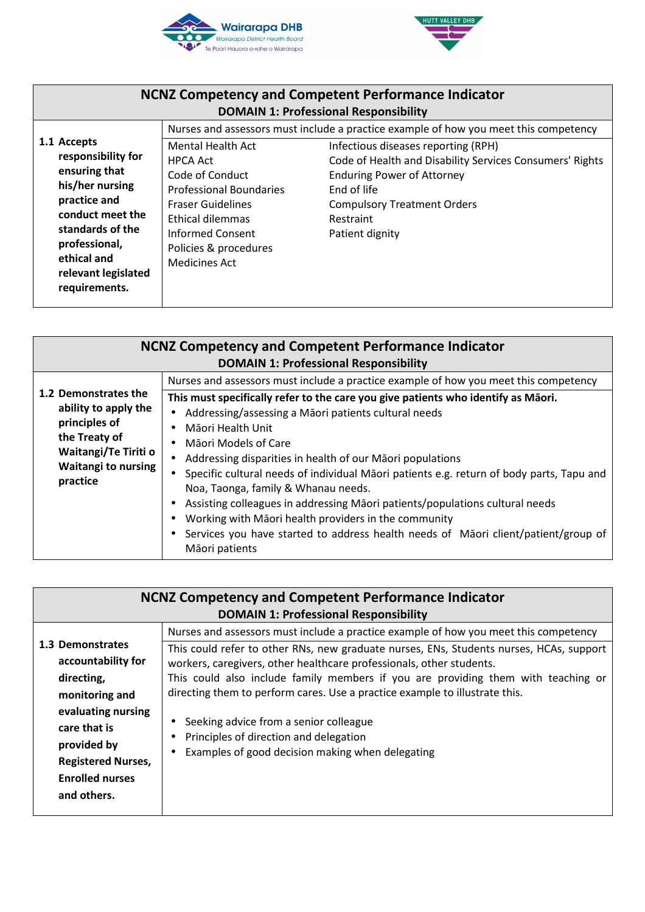## NCNZ Competency and Competent Performance Indicator

### DOMAIN 1: Professional Responsibility

| **1.1 Accepts responsibility for ensuring that his/her nursing practice and conduct meet the standards of the professional, ethical and relevant legislated requirements.** | Nurses and assessors must include a practice example of how you meet this competency | |
|---|---|---|
| | Mental Health Act<br>HPCA Act<br>Code of Conduct<br>Professional Boundaries<br>Fraser Guidelines<br>Ethical dilemmas<br>Informed Consent<br>Policies & procedures<br>Medicines Act | Infectious diseases reporting (RPH)<br>Code of Health and Disability Services Consumers' Rights<br>Enduring Power of Attorney<br>End of life<br>Compulsory Treatment Orders<br>Restraint<br>Patient dignity |

## NCNZ Competency and Competent Performance Indicator

### DOMAIN 1: Professional Responsibility

| **1.2 Demonstrates the ability to apply the principles of the Treaty of Waitangi/Te Tiriti o Waitangi to nursing practice** | Nurses and assessors must include a practice example of how you meet this competency |
|---|---|
| | **This must specifically refer to the care you give patients who identify as Māori.**<br>• Addressing/assessing a Māori patients cultural needs<br>• Māori Health Unit<br>• Māori Models of Care<br>• Addressing disparities in health of our Māori populations<br>• Specific cultural needs of individual Māori patients e.g. return of body parts, Tapu and Noa, Taonga, family & Whanau needs.<br>• Assisting colleagues in addressing Māori patients/populations cultural needs<br>• Working with Māori health providers in the community<br>• Services you have started to address health needs of Māori client/patient/group of Māori patients |

## NCNZ Competency and Competent Performance Indicator

### DOMAIN 1: Professional Responsibility

| **1.3 Demonstrates accountability for directing, monitoring and evaluating nursing care that is provided by Registered Nurses, Enrolled nurses and others.** | Nurses and assessors must include a practice example of how you meet this competency |
|---|---|
| | This could refer to other RNs, new graduate nurses, ENs, Students nurses, HCAs, support workers, caregivers, other healthcare professionals, other students.<br>This could also include family members if you are providing them with teaching or directing them to perform cares. Use a practice example to illustrate this.<br><br>• Seeking advice from a senior colleague<br>• Principles of direction and delegation<br>• Examples of good decision making when delegating |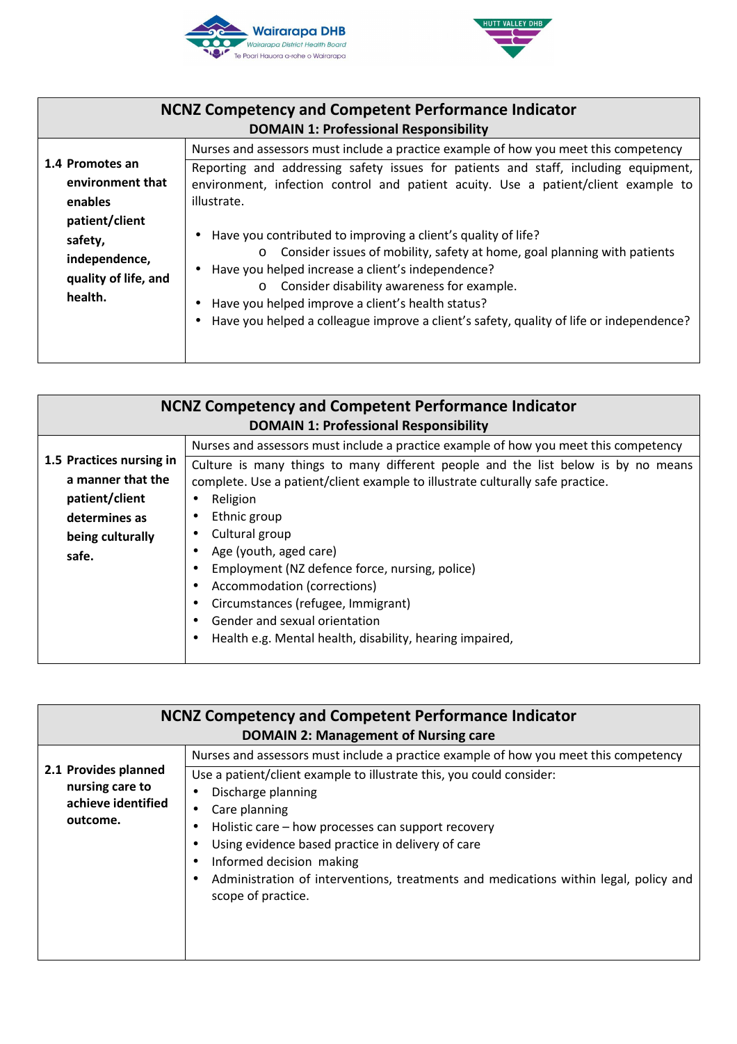| NCNZ Competency and Competent Performance Indicator<br>DOMAIN 1: Professional Responsibility | |
|---|---|
| **1.4 Promotes an environment that enables patient/client safety, independence, quality of life, and health.** | Nurses and assessors must include a practice example of how you meet this competency<br><br>Reporting and addressing safety issues for patients and staff, including equipment, environment, infection control and patient acuity. Use a patient/client example to illustrate.<br><br>• Have you contributed to improving a client's quality of life?<br>  o Consider issues of mobility, safety at home, goal planning with patients<br>• Have you helped increase a client's independence?<br>  o Consider disability awareness for example.<br>• Have you helped improve a client's health status?<br>• Have you helped a colleague improve a client's safety, quality of life or independence? |

| NCNZ Competency and Competent Performance Indicator<br>DOMAIN 1: Professional Responsibility | |
|---|---|
| **1.5 Practices nursing in a manner that the patient/client determines as being culturally safe.** | Nurses and assessors must include a practice example of how you meet this competency<br><br>Culture is many things to many different people and the list below is by no means complete. Use a patient/client example to illustrate culturally safe practice.<br>• Religion<br>• Ethnic group<br>• Cultural group<br>• Age (youth, aged care)<br>• Employment (NZ defence force, nursing, police)<br>• Accommodation (corrections)<br>• Circumstances (refugee, Immigrant)<br>• Gender and sexual orientation<br>• Health e.g. Mental health, disability, hearing impaired, |

| NCNZ Competency and Competent Performance Indicator<br>DOMAIN 2: Management of Nursing care | |
|---|---|
| **2.1 Provides planned nursing care to achieve identified outcome.** | Nurses and assessors must include a practice example of how you meet this competency<br><br>Use a patient/client example to illustrate this, you could consider:<br>• Discharge planning<br>• Care planning<br>• Holistic care – how processes can support recovery<br>• Using evidence based practice in delivery of care<br>• Informed decision making<br>• Administration of interventions, treatments and medications within legal, policy and scope of practice. |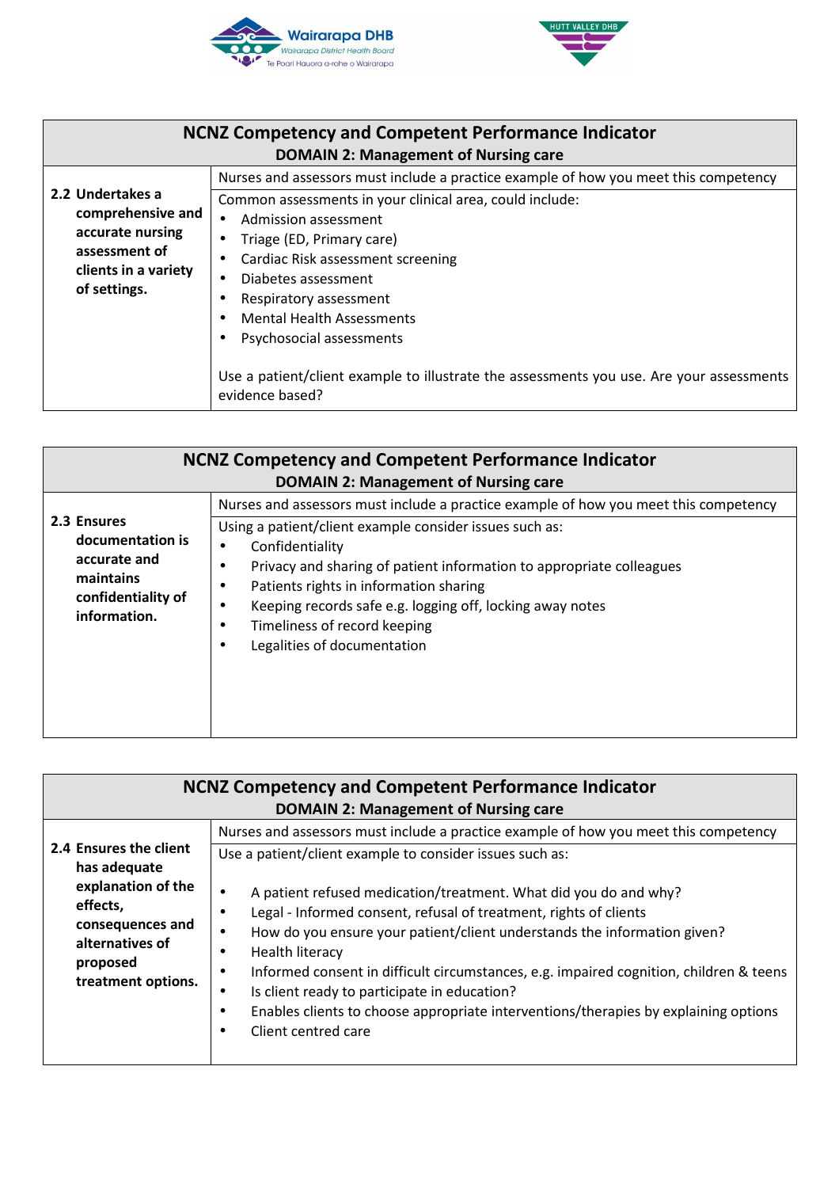| NCNZ Competency and Competent Performance Indicator<br>DOMAIN 2: Management of Nursing care | |
|---|---|
| **2.2 Undertakes a comprehensive and accurate nursing assessment of clients in a variety of settings.** | Nurses and assessors must include a practice example of how you meet this competency |
| | Common assessments in your clinical area, could include:<br>• Admission assessment<br>• Triage (ED, Primary care)<br>• Cardiac Risk assessment screening<br>• Diabetes assessment<br>• Respiratory assessment<br>• Mental Health Assessments<br>• Psychosocial assessments<br><br>Use a patient/client example to illustrate the assessments you use. Are your assessments evidence based? |

| NCNZ Competency and Competent Performance Indicator<br>DOMAIN 2: Management of Nursing care | |
|---|---|
| **2.3 Ensures documentation is accurate and maintains confidentiality of information.** | Nurses and assessors must include a practice example of how you meet this competency |
| | Using a patient/client example consider issues such as:<br>• Confidentiality<br>• Privacy and sharing of patient information to appropriate colleagues<br>• Patients rights in information sharing<br>• Keeping records safe e.g. logging off, locking away notes<br>• Timeliness of record keeping<br>• Legalities of documentation |

| NCNZ Competency and Competent Performance Indicator<br>DOMAIN 2: Management of Nursing care | |
|---|---|
| **2.4 Ensures the client has adequate explanation of the effects, consequences and alternatives of proposed treatment options.** | Nurses and assessors must include a practice example of how you meet this competency |
| | Use a patient/client example to consider issues such as:<br><br>• A patient refused medication/treatment. What did you do and why?<br>• Legal - Informed consent, refusal of treatment, rights of clients<br>• How do you ensure your patient/client understands the information given?<br>• Health literacy<br>• Informed consent in difficult circumstances, e.g. impaired cognition, children & teens<br>• Is client ready to participate in education?<br>• Enables clients to choose appropriate interventions/therapies by explaining options<br>• Client centred care |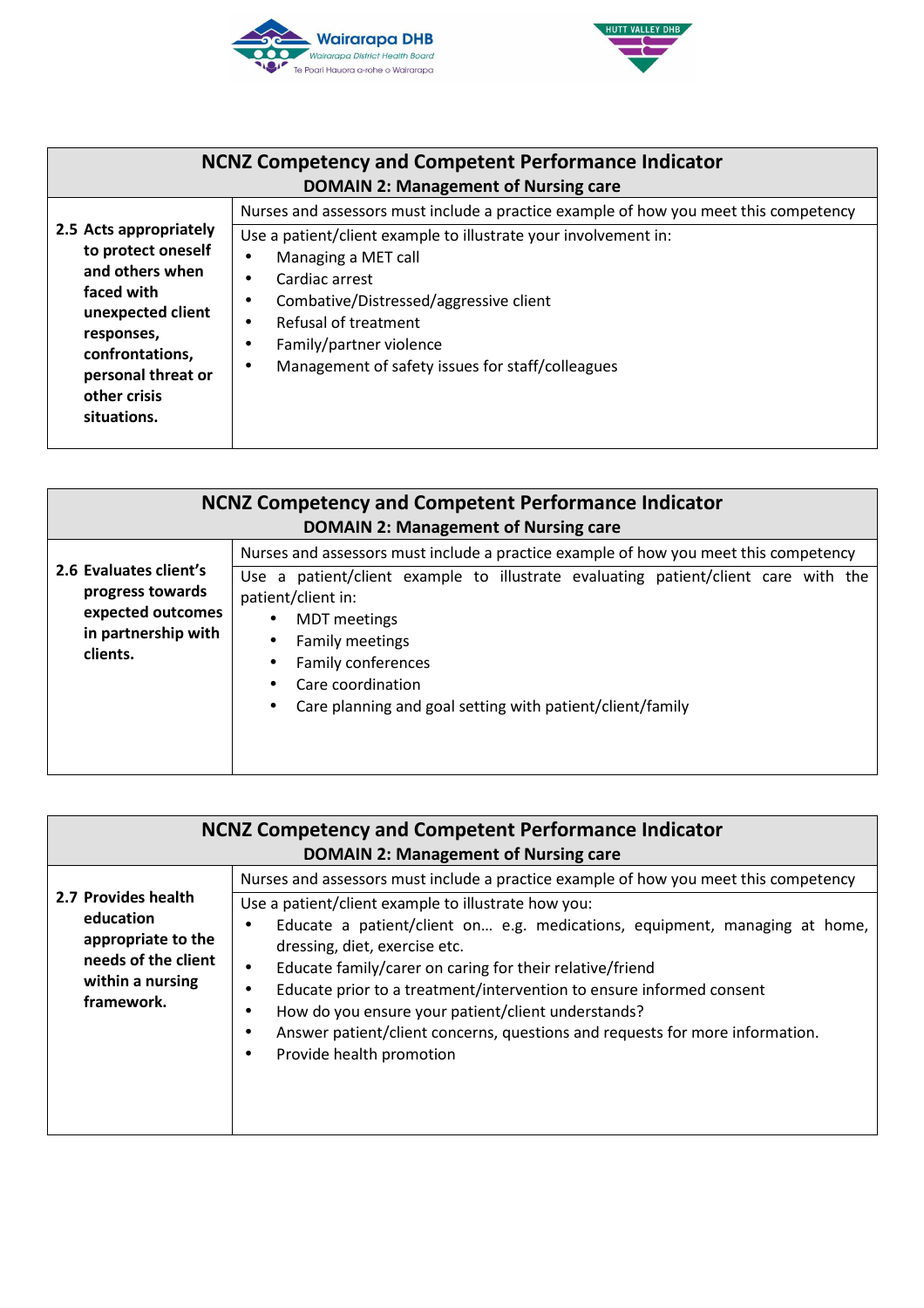| NCNZ Competency and Competent Performance Indicator<br>DOMAIN 2: Management of Nursing care | |
|---|---|
| **2.5 Acts appropriately to protect oneself and others when faced with unexpected client responses, confrontations, personal threat or other crisis situations.** | Nurses and assessors must include a practice example of how you meet this competency |
| | Use a patient/client example to illustrate your involvement in:<br>• Managing a MET call<br>• Cardiac arrest<br>• Combative/Distressed/aggressive client<br>• Refusal of treatment<br>• Family/partner violence<br>• Management of safety issues for staff/colleagues |

| NCNZ Competency and Competent Performance Indicator<br>DOMAIN 2: Management of Nursing care | |
|---|---|
| **2.6 Evaluates client's progress towards expected outcomes in partnership with clients.** | Nurses and assessors must include a practice example of how you meet this competency |
| | Use a patient/client example to illustrate evaluating patient/client care with the patient/client in:<br>• MDT meetings<br>• Family meetings<br>• Family conferences<br>• Care coordination<br>• Care planning and goal setting with patient/client/family |

| NCNZ Competency and Competent Performance Indicator<br>DOMAIN 2: Management of Nursing care | |
|---|---|
| **2.7 Provides health education appropriate to the needs of the client within a nursing framework.** | Nurses and assessors must include a practice example of how you meet this competency |
| | Use a patient/client example to illustrate how you:<br>• Educate a patient/client on… e.g. medications, equipment, managing at home, dressing, diet, exercise etc.<br>• Educate family/carer on caring for their relative/friend<br>• Educate prior to a treatment/intervention to ensure informed consent<br>• How do you ensure your patient/client understands?<br>• Answer patient/client concerns, questions and requests for more information.<br>• Provide health promotion |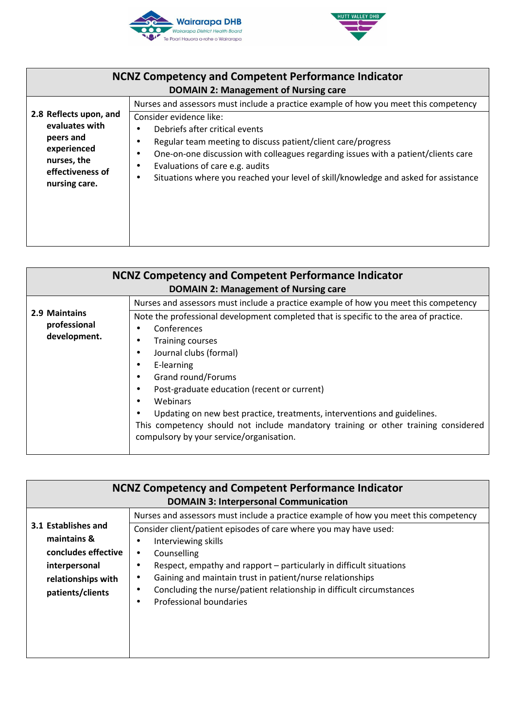| NCNZ Competency and Competent Performance Indicator<br>DOMAIN 2: Management of Nursing care | |
|---|---|
| **2.8 Reflects upon, and evaluates with peers and experienced nurses, the effectiveness of nursing care.** | Nurses and assessors must include a practice example of how you meet this competency |
| | Consider evidence like:<br>• Debriefs after critical events<br>• Regular team meeting to discuss patient/client care/progress<br>• One-on-one discussion with colleagues regarding issues with a patient/clients care<br>• Evaluations of care e.g. audits<br>• Situations where you reached your level of skill/knowledge and asked for assistance |

| NCNZ Competency and Competent Performance Indicator<br>DOMAIN 2: Management of Nursing care | |
|---|---|
| **2.9 Maintains professional development.** | Nurses and assessors must include a practice example of how you meet this competency |
| | Note the professional development completed that is specific to the area of practice.<br>• Conferences<br>• Training courses<br>• Journal clubs (formal)<br>• E-learning<br>• Grand round/Forums<br>• Post-graduate education (recent or current)<br>• Webinars<br>• Updating on new best practice, treatments, interventions and guidelines.<br>This competency should not include mandatory training or other training considered compulsory by your service/organisation. |

| NCNZ Competency and Competent Performance Indicator<br>DOMAIN 3: Interpersonal Communication | |
|---|---|
| **3.1 Establishes and maintains & concludes effective interpersonal relationships with patients/clients** | Nurses and assessors must include a practice example of how you meet this competency |
| | Consider client/patient episodes of care where you may have used:<br>• Interviewing skills<br>• Counselling<br>• Respect, empathy and rapport – particularly in difficult situations<br>• Gaining and maintain trust in patient/nurse relationships<br>• Concluding the nurse/patient relationship in difficult circumstances<br>• Professional boundaries |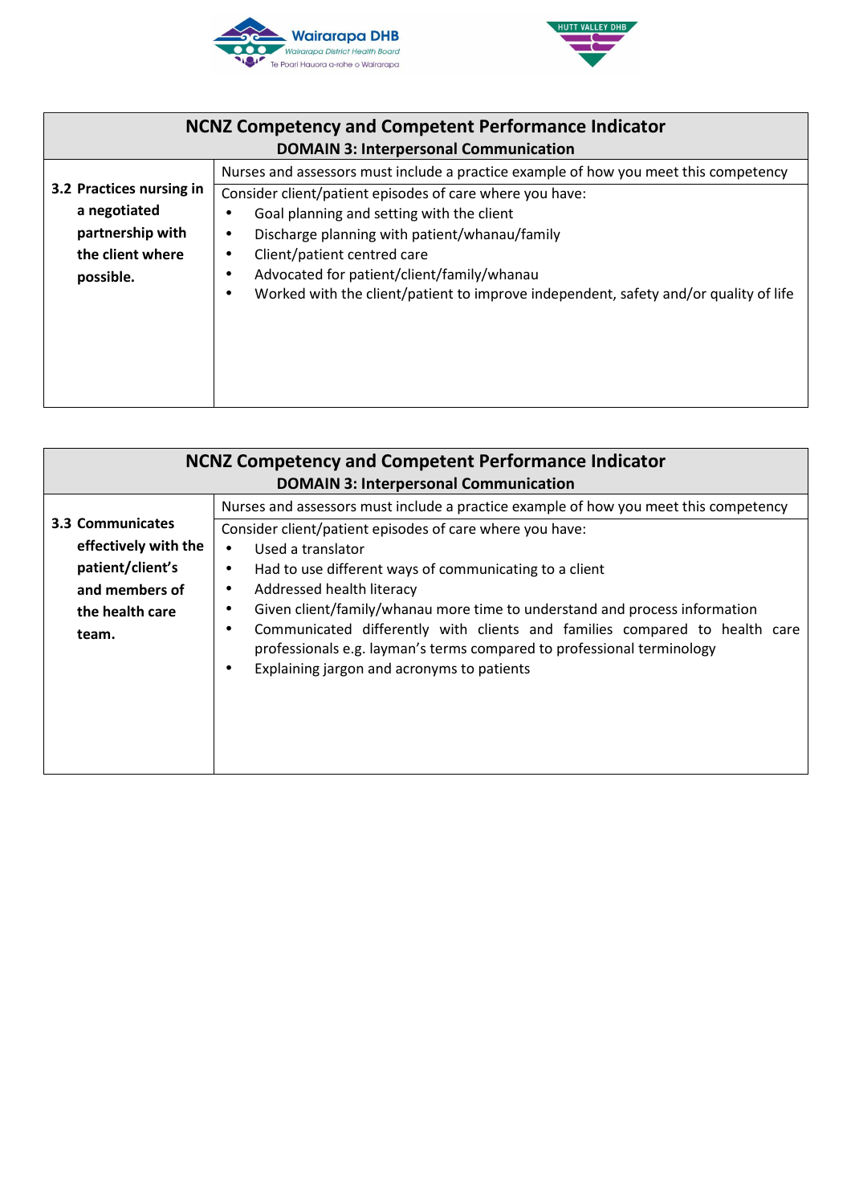| NCNZ Competency and Competent Performance Indicator<br>DOMAIN 3: Interpersonal Communication | |
|---|---|
| **3.2 Practices nursing in a negotiated partnership with the client where possible.** | Nurses and assessors must include a practice example of how you meet this competency |
| | Consider client/patient episodes of care where you have:<br>• Goal planning and setting with the client<br>• Discharge planning with patient/whanau/family<br>• Client/patient centred care<br>• Advocated for patient/client/family/whanau<br>• Worked with the client/patient to improve independent, safety and/or quality of life |

| NCNZ Competency and Competent Performance Indicator<br>DOMAIN 3: Interpersonal Communication | |
|---|---|
| **3.3 Communicates effectively with the patient/client's and members of the health care team.** | Nurses and assessors must include a practice example of how you meet this competency |
| | Consider client/patient episodes of care where you have:<br>• Used a translator<br>• Had to use different ways of communicating to a client<br>• Addressed health literacy<br>• Given client/family/whanau more time to understand and process information<br>• Communicated differently with clients and families compared to health care professionals e.g. layman's terms compared to professional terminology<br>• Explaining jargon and acronyms to patients |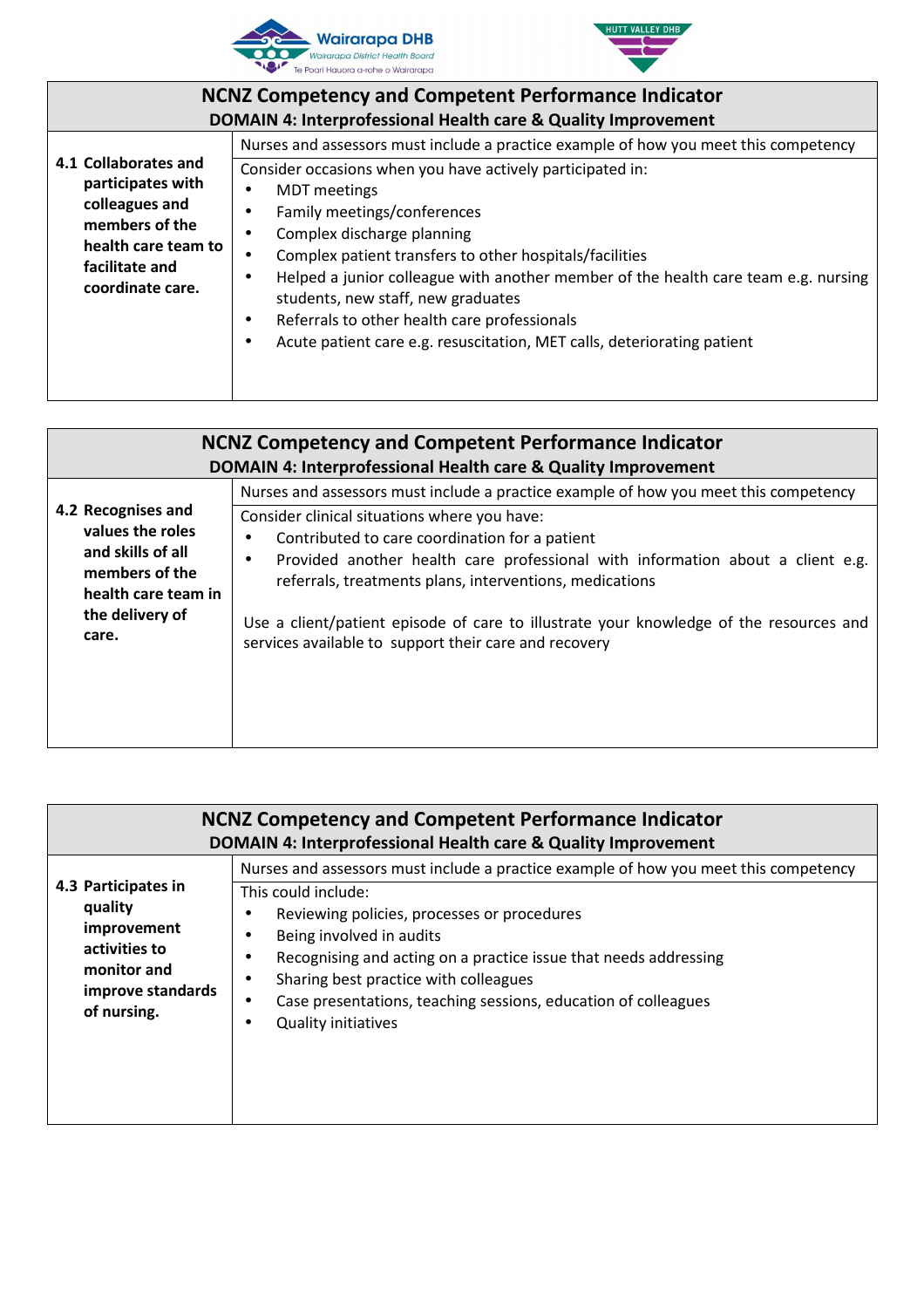Wairarapa DHB
Wairarapa District Health Board
Te Poari Hauora a-rohe o Wairarapa

HUTT VALLEY DHB

| NCNZ Competency and Competent Performance Indicator<br>DOMAIN 4: Interprofessional Health care & Quality Improvement | |
|---|---|
| | Nurses and assessors must include a practice example of how you meet this competency |
| **4.1 Collaborates and participates with colleagues and members of the health care team to facilitate and coordinate care.** | Consider occasions when you have actively participated in:<br>• MDT meetings<br>• Family meetings/conferences<br>• Complex discharge planning<br>• Complex patient transfers to other hospitals/facilities<br>• Helped a junior colleague with another member of the health care team e.g. nursing students, new staff, new graduates<br>• Referrals to other health care professionals<br>• Acute patient care e.g. resuscitation, MET calls, deteriorating patient |

| NCNZ Competency and Competent Performance Indicator<br>DOMAIN 4: Interprofessional Health care & Quality Improvement | |
|---|---|
| | Nurses and assessors must include a practice example of how you meet this competency |
| **4.2 Recognises and values the roles and skills of all members of the health care team in the delivery of care.** | Consider clinical situations where you have:<br>• Contributed to care coordination for a patient<br>• Provided another health care professional with information about a client e.g. referrals, treatments plans, interventions, medications<br><br>Use a client/patient episode of care to illustrate your knowledge of the resources and services available to support their care and recovery |

| NCNZ Competency and Competent Performance Indicator<br>DOMAIN 4: Interprofessional Health care & Quality Improvement | |
|---|---|
| | Nurses and assessors must include a practice example of how you meet this competency |
| **4.3 Participates in quality improvement activities to monitor and improve standards of nursing.** | This could include:<br>• Reviewing policies, processes or procedures<br>• Being involved in audits<br>• Recognising and acting on a practice issue that needs addressing<br>• Sharing best practice with colleagues<br>• Case presentations, teaching sessions, education of colleagues<br>• Quality initiatives |